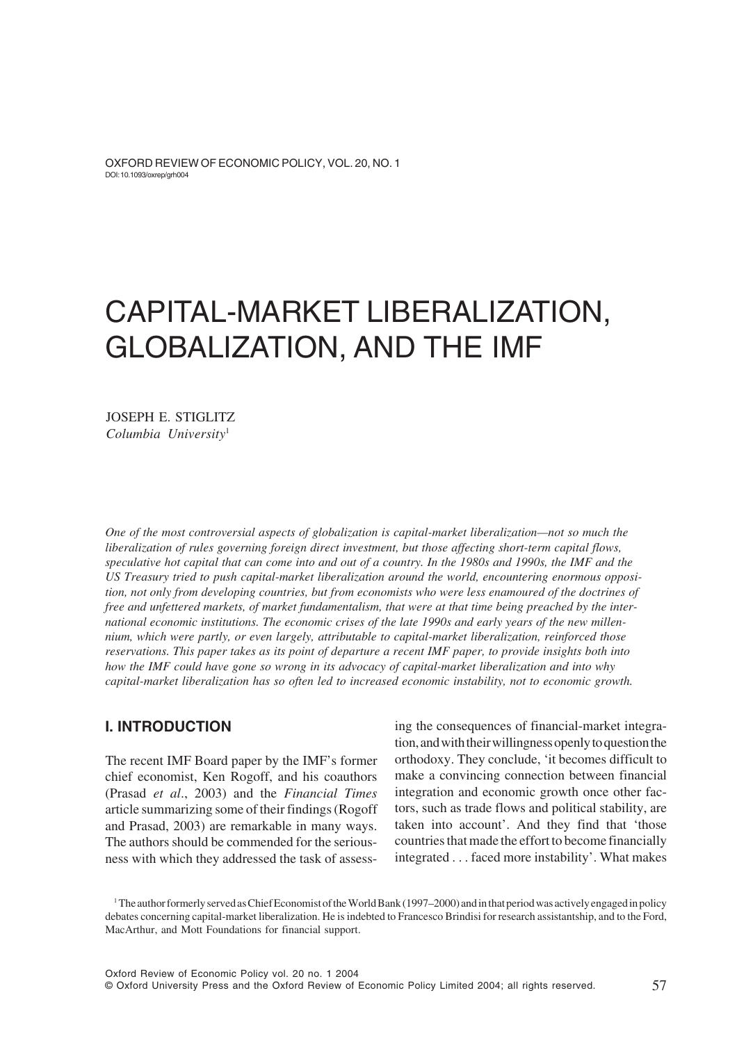# CAPITAL-MARKET LIBERALIZATION, GLOBALIZATION, AND THE IMF

JOSEPH E. STIGLITZ
*Columbia University*[1]

*One of the most controversial aspects of globalization is capital-market liberalization—not so much the liberalization of rules governing foreign direct investment, but those affecting short-term capital flows, speculative hot capital that can come into and out of a country. In the 1980s and 1990s, the IMF and the US Treasury tried to push capital-market liberalization around the world, encountering enormous opposition, not only from developing countries, but from economists who were less enamoured of the doctrines of free and unfettered markets, of market fundamentalism, that were at that time being preached by the international economic institutions. The economic crises of the late 1990s and early years of the new millennium, which were partly, or even largely, attributable to capital-market liberalization, reinforced those reservations. This paper takes as its point of departure a recent IMF paper, to provide insights both into how the IMF could have gone so wrong in its advocacy of capital-market liberalization and into why capital-market liberalization has so often led to increased economic instability, not to economic growth.*

## I. INTRODUCTION

The recent IMF Board paper by the IMF's former chief economist, Ken Rogoff, and his coauthors (Prasad *et al*., 2003) and the *Financial Times* article summarizing some of their findings (Rogoff and Prasad, 2003) are remarkable in many ways. The authors should be commended for the seriousness with which they addressed the task of assessing the consequences of financial-market integration, and with their willingness openly to question the orthodoxy. They conclude, 'it becomes difficult to make a convincing connection between financial integration and economic growth once other factors, such as trade flows and political stability, are taken into account'. And they find that 'those countries that made the effort to become financially integrated . . . faced more instability'. What makes

[1] The author formerly served as Chief Economist of the World Bank (1997–2000) and in that period was actively engaged in policy debates concerning capital-market liberalization. He is indebted to Francesco Brindisi for research assistantship, and to the Ford, MacArthur, and Mott Foundations for financial support.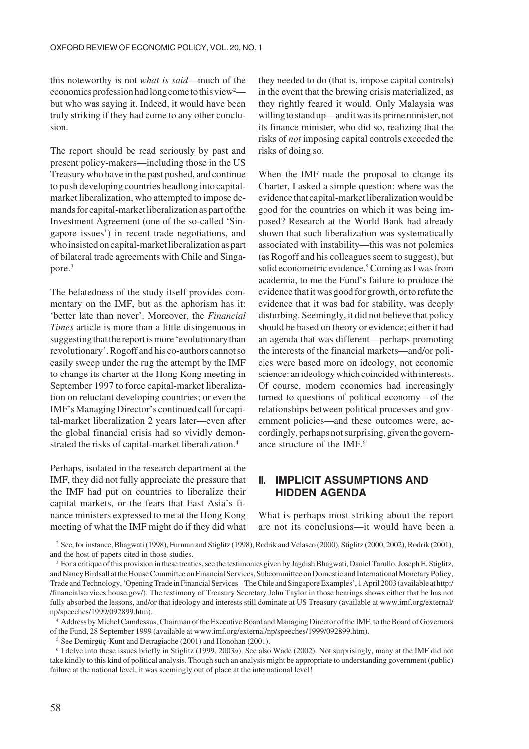this noteworthy is not *what is said*—much of the economics profession had long come to this view[2]—but who was saying it. Indeed, it would have been truly striking if they had come to any other conclusion.

The report should be read seriously by past and present policy-makers—including those in the US Treasury who have in the past pushed, and continue to push developing countries headlong into capital-market liberalization, who attempted to impose demands for capital-market liberalization as part of the Investment Agreement (one of the so-called 'Singapore issues') in recent trade negotiations, and who insisted on capital-market liberalization as part of bilateral trade agreements with Chile and Singapore.[3]

The belatedness of the study itself provides commentary on the IMF, but as the aphorism has it: 'better late than never'. Moreover, the *Financial Times* article is more than a little disingenuous in suggesting that the report is more 'evolutionary than revolutionary'. Rogoff and his co-authors cannot so easily sweep under the rug the attempt by the IMF to change its charter at the Hong Kong meeting in September 1997 to force capital-market liberalization on reluctant developing countries; or even the IMF's Managing Director's continued call for capital-market liberalization 2 years later—even after the global financial crisis had so vividly demonstrated the risks of capital-market liberalization.[4]

Perhaps, isolated in the research department at the IMF, they did not fully appreciate the pressure that the IMF had put on countries to liberalize their capital markets, or the fears that East Asia's finance ministers expressed to me at the Hong Kong meeting of what the IMF might do if they did what they needed to do (that is, impose capital controls) in the event that the brewing crisis materialized, as they rightly feared it would. Only Malaysia was willing to stand up—and it was its prime minister, not its finance minister, who did so, realizing that the risks of *not* imposing capital controls exceeded the risks of doing so.

When the IMF made the proposal to change its Charter, I asked a simple question: where was the evidence that capital-market liberalization would be good for the countries on which it was being imposed? Research at the World Bank had already shown that such liberalization was systematically associated with instability—this was not polemics (as Rogoff and his colleagues seem to suggest), but solid econometric evidence.[5] Coming as I was from academia, to me the Fund's failure to produce the evidence that it was good for growth, or to refute the evidence that it was bad for stability, was deeply disturbing. Seemingly, it did not believe that policy should be based on theory or evidence; either it had an agenda that was different—perhaps promoting the interests of the financial markets—and/or policies were based more on ideology, not economic science: an ideology which coincided with interests. Of course, modern economics had increasingly turned to questions of political economy—of the relationships between political processes and government policies—and these outcomes were, accordingly, perhaps not surprising, given the governance structure of the IMF.[6]

## II. IMPLICIT ASSUMPTIONS AND HIDDEN AGENDA

What is perhaps most striking about the report are not its conclusions—it would have been a

[2] See, for instance, Bhagwati (1998), Furman and Stiglitz (1998), Rodrik and Velasco (2000), Stiglitz (2000, 2002), Rodrik (2001), and the host of papers cited in those studies.

[3] For a critique of this provision in these treaties, see the testimonies given by Jagdish Bhagwati, Daniel Tarullo, Joseph E. Stiglitz, and Nancy Birdsall at the House Committee on Financial Services, Subcommittee on Domestic and International Monetary Policy, Trade and Technology, 'Opening Trade in Financial Services – The Chile and Singapore Examples', 1 April 2003 (available at http://financialservices.house.gov/). The testimony of Treasury Secretary John Taylor in those hearings shows either that he has not fully absorbed the lessons, and/or that ideology and interests still dominate at US Treasury (available at www.imf.org/external/np/speeches/1999/092899.htm).

[4] Address by Michel Camdessus, Chairman of the Executive Board and Managing Director of the IMF, to the Board of Governors of the Fund, 28 September 1999 (available at www.imf.org/external/np/speeches/1999/092899.htm).

[5] See Demirgüç-Kunt and Detragiache (2001) and Honohan (2001).

[6] I delve into these issues briefly in Stiglitz (1999, 2003*a*). See also Wade (2002). Not surprisingly, many at the IMF did not take kindly to this kind of political analysis. Though such an analysis might be appropriate to understanding government (public) failure at the national level, it was seemingly out of place at the international level!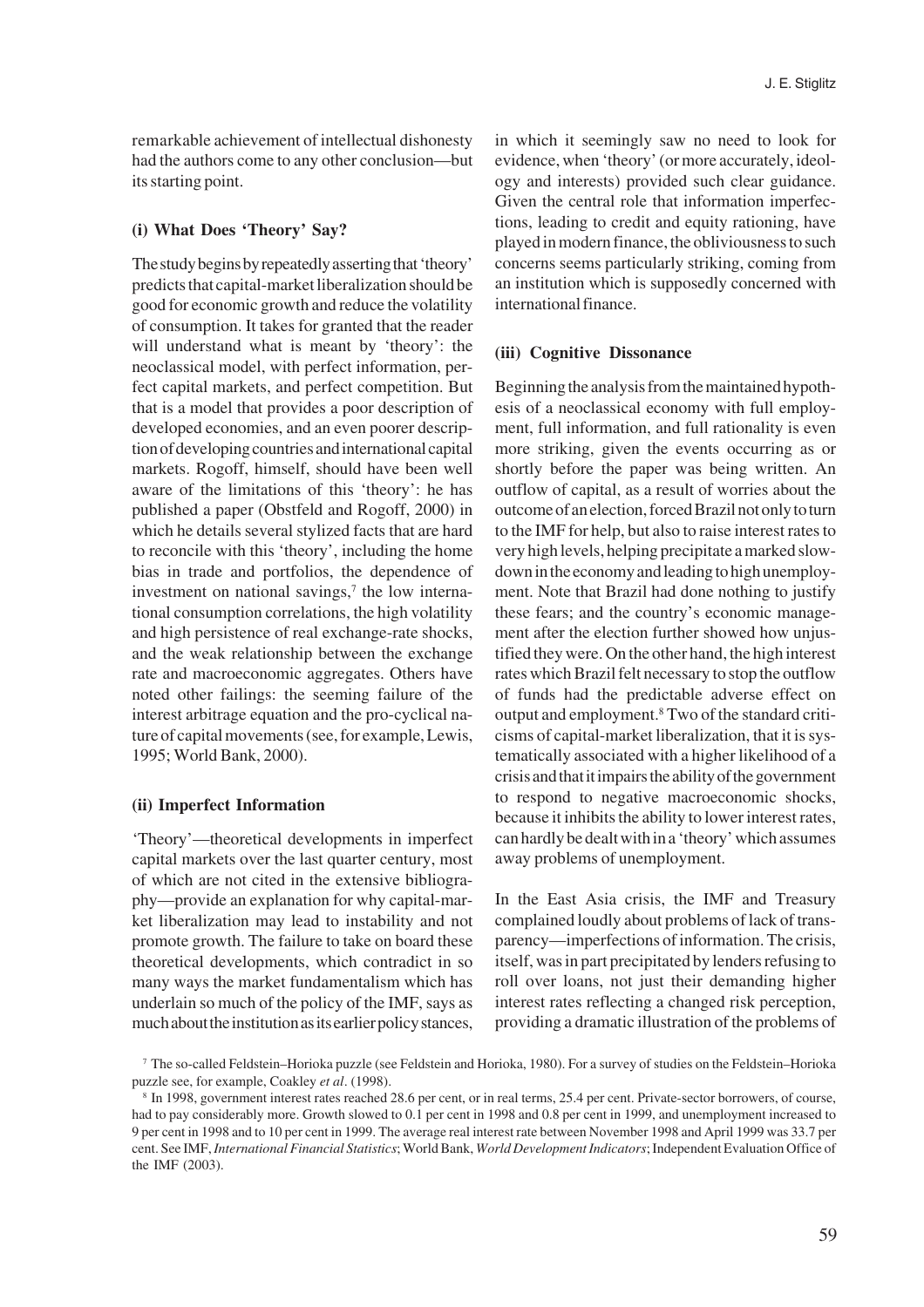remarkable achievement of intellectual dishonesty had the authors come to any other conclusion—but its starting point.

### (i) What Does 'Theory' Say?

The study begins by repeatedly asserting that 'theory' predicts that capital-market liberalization should be good for economic growth and reduce the volatility of consumption. It takes for granted that the reader will understand what is meant by 'theory': the neoclassical model, with perfect information, perfect capital markets, and perfect competition. But that is a model that provides a poor description of developed economies, and an even poorer description of developing countries and international capital markets. Rogoff, himself, should have been well aware of the limitations of this 'theory': he has published a paper (Obstfeld and Rogoff, 2000) in which he details several stylized facts that are hard to reconcile with this 'theory', including the home bias in trade and portfolios, the dependence of investment on national savings,[7] the low international consumption correlations, the high volatility and high persistence of real exchange-rate shocks, and the weak relationship between the exchange rate and macroeconomic aggregates. Others have noted other failings: the seeming failure of the interest arbitrage equation and the pro-cyclical nature of capital movements (see, for example, Lewis, 1995; World Bank, 2000).

### (ii) Imperfect Information

'Theory'—theoretical developments in imperfect capital markets over the last quarter century, most of which are not cited in the extensive bibliography—provide an explanation for why capital-market liberalization may lead to instability and not promote growth. The failure to take on board these theoretical developments, which contradict in so many ways the market fundamentalism which has underlain so much of the policy of the IMF, says as much about the institution as its earlier policy stances, in which it seemingly saw no need to look for evidence, when 'theory' (or more accurately, ideology and interests) provided such clear guidance. Given the central role that information imperfections, leading to credit and equity rationing, have played in modern finance, the obliviousness to such concerns seems particularly striking, coming from an institution which is supposedly concerned with international finance.

### (iii) Cognitive Dissonance

Beginning the analysis from the maintained hypothesis of a neoclassical economy with full employment, full information, and full rationality is even more striking, given the events occurring as or shortly before the paper was being written. An outflow of capital, as a result of worries about the outcome of an election, forced Brazil not only to turn to the IMF for help, but also to raise interest rates to very high levels, helping precipitate a marked slowdown in the economy and leading to high unemployment. Note that Brazil had done nothing to justify these fears; and the country's economic management after the election further showed how unjustified they were. On the other hand, the high interest rates which Brazil felt necessary to stop the outflow of funds had the predictable adverse effect on output and employment.[8] Two of the standard criticisms of capital-market liberalization, that it is systematically associated with a higher likelihood of a crisis and that it impairs the ability of the government to respond to negative macroeconomic shocks, because it inhibits the ability to lower interest rates, can hardly be dealt with in a 'theory' which assumes away problems of unemployment.

In the East Asia crisis, the IMF and Treasury complained loudly about problems of lack of transparency—imperfections of information. The crisis, itself, was in part precipitated by lenders refusing to roll over loans, not just their demanding higher interest rates reflecting a changed risk perception, providing a dramatic illustration of the problems of

[7] The so-called Feldstein–Horioka puzzle (see Feldstein and Horioka, 1980). For a survey of studies on the Feldstein–Horioka puzzle see, for example, Coakley *et al*. (1998).

[8] In 1998, government interest rates reached 28.6 per cent, or in real terms, 25.4 per cent. Private-sector borrowers, of course, had to pay considerably more. Growth slowed to 0.1 per cent in 1998 and 0.8 per cent in 1999, and unemployment increased to 9 per cent in 1998 and to 10 per cent in 1999. The average real interest rate between November 1998 and April 1999 was 33.7 per cent. See IMF, *International Financial Statistics*; World Bank, *World Development Indicators*; Independent Evaluation Office of the IMF (2003).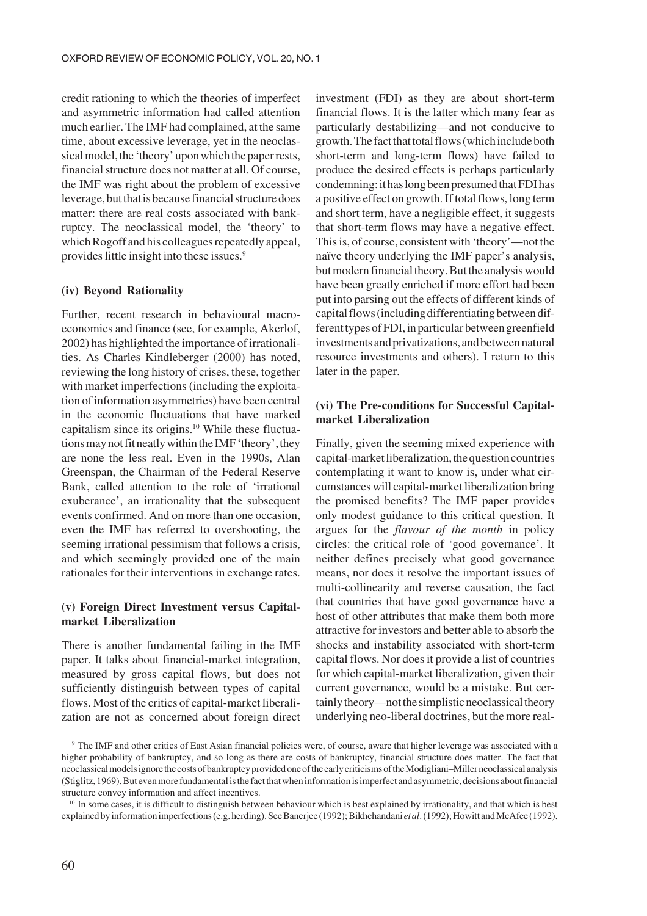credit rationing to which the theories of imperfect and asymmetric information had called attention much earlier. The IMF had complained, at the same time, about excessive leverage, yet in the neoclassical model, the 'theory' upon which the paper rests, financial structure does not matter at all. Of course, the IMF was right about the problem of excessive leverage, but that is because financial structure does matter: there are real costs associated with bankruptcy. The neoclassical model, the 'theory' to which Rogoff and his colleagues repeatedly appeal, provides little insight into these issues.[9]

### (iv) Beyond Rationality

Further, recent research in behavioural macroeconomics and finance (see, for example, Akerlof, 2002) has highlighted the importance of irrationalities. As Charles Kindleberger (2000) has noted, reviewing the long history of crises, these, together with market imperfections (including the exploitation of information asymmetries) have been central in the economic fluctuations that have marked capitalism since its origins.[10] While these fluctuations may not fit neatly within the IMF 'theory', they are none the less real. Even in the 1990s, Alan Greenspan, the Chairman of the Federal Reserve Bank, called attention to the role of 'irrational exuberance', an irrationality that the subsequent events confirmed. And on more than one occasion, even the IMF has referred to overshooting, the seeming irrational pessimism that follows a crisis, and which seemingly provided one of the main rationales for their interventions in exchange rates.

### (v) Foreign Direct Investment versus Capital-market Liberalization

There is another fundamental failing in the IMF paper. It talks about financial-market integration, measured by gross capital flows, but does not sufficiently distinguish between types of capital flows. Most of the critics of capital-market liberalization are not as concerned about foreign direct investment (FDI) as they are about short-term financial flows. It is the latter which many fear as particularly destabilizing—and not conducive to growth. The fact that total flows (which include both short-term and long-term flows) have failed to produce the desired effects is perhaps particularly condemning: it has long been presumed that FDI has a positive effect on growth. If total flows, long term and short term, have a negligible effect, it suggests that short-term flows may have a negative effect. This is, of course, consistent with 'theory'—not the naïve theory underlying the IMF paper's analysis, but modern financial theory. But the analysis would have been greatly enriched if more effort had been put into parsing out the effects of different kinds of capital flows (including differentiating between different types of FDI, in particular between greenfield investments and privatizations, and between natural resource investments and others). I return to this later in the paper.

### (vi) The Pre-conditions for Successful Capital-market Liberalization

Finally, given the seeming mixed experience with capital-market liberalization, the question countries contemplating it want to know is, under what circumstances will capital-market liberalization bring the promised benefits? The IMF paper provides only modest guidance to this critical question. It argues for the *flavour of the month* in policy circles: the critical role of 'good governance'. It neither defines precisely what good governance means, nor does it resolve the important issues of multi-collinearity and reverse causation, the fact that countries that have good governance have a host of other attributes that make them both more attractive for investors and better able to absorb the shocks and instability associated with short-term capital flows. Nor does it provide a list of countries for which capital-market liberalization, given their current governance, would be a mistake. But certainly theory—not the simplistic neoclassical theory underlying neo-liberal doctrines, but the more real-

[9] The IMF and other critics of East Asian financial policies were, of course, aware that higher leverage was associated with a higher probability of bankruptcy, and so long as there are costs of bankruptcy, financial structure does matter. The fact that neoclassical models ignore the costs of bankruptcy provided one of the early criticisms of the Modigliani–Miller neoclassical analysis (Stiglitz, 1969). But even more fundamental is the fact that when information is imperfect and asymmetric, decisions about financial structure convey information and affect incentives.

[10] In some cases, it is difficult to distinguish between behaviour which is best explained by irrationality, and that which is best explained by information imperfections (e.g. herding). See Banerjee (1992); Bikhchandani *et al*. (1992); Howitt and McAfee (1992).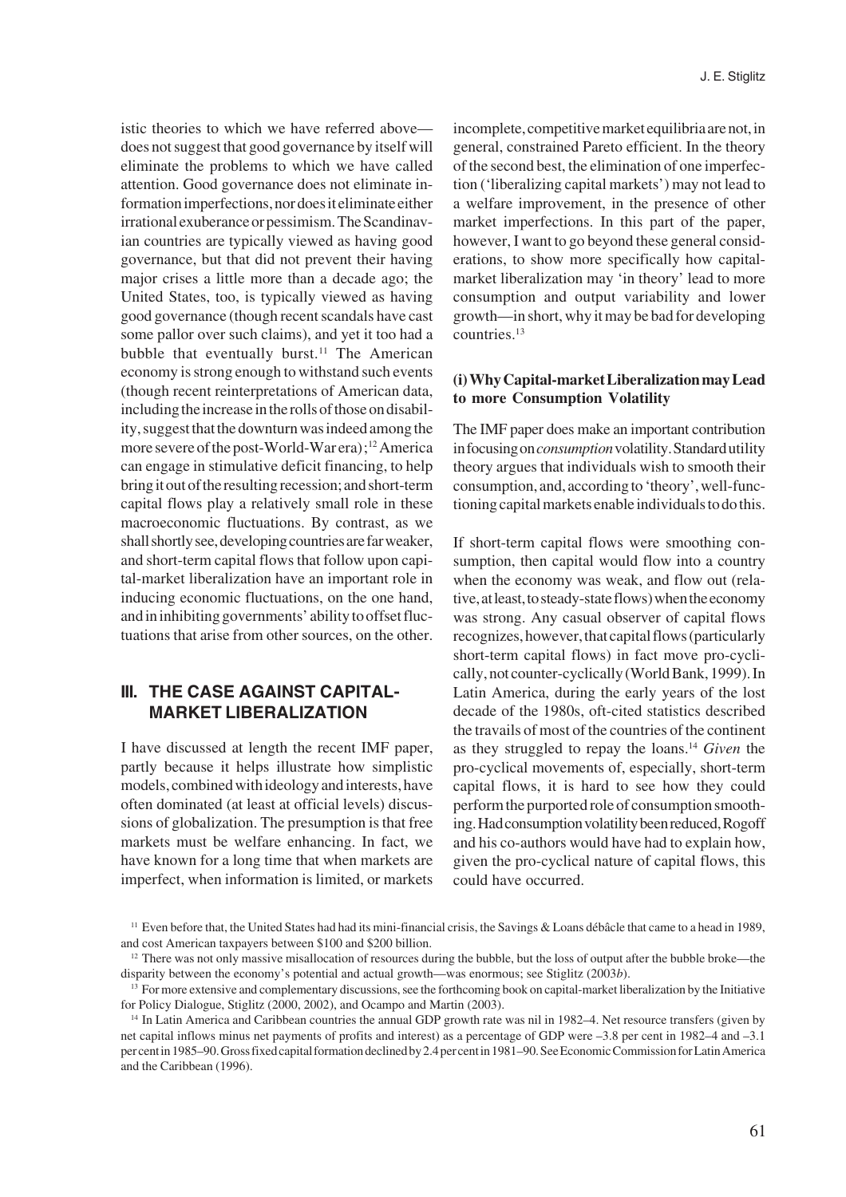istic theories to which we have referred above—does not suggest that good governance by itself will eliminate the problems to which we have called attention. Good governance does not eliminate information imperfections, nor does it eliminate either irrational exuberance or pessimism. The Scandinavian countries are typically viewed as having good governance, but that did not prevent their having major crises a little more than a decade ago; the United States, too, is typically viewed as having good governance (though recent scandals have cast some pallor over such claims), and yet it too had a bubble that eventually burst.[11] The American economy is strong enough to withstand such events (though recent reinterpretations of American data, including the increase in the rolls of those on disability, suggest that the downturn was indeed among the more severe of the post-World-War era);[12] America can engage in stimulative deficit financing, to help bring it out of the resulting recession; and short-term capital flows play a relatively small role in these macroeconomic fluctuations. By contrast, as we shall shortly see, developing countries are far weaker, and short-term capital flows that follow upon capital-market liberalization have an important role in inducing economic fluctuations, on the one hand, and in inhibiting governments' ability to offset fluctuations that arise from other sources, on the other.

## III. THE CASE AGAINST CAPITAL-MARKET LIBERALIZATION

I have discussed at length the recent IMF paper, partly because it helps illustrate how simplistic models, combined with ideology and interests, have often dominated (at least at official levels) discussions of globalization. The presumption is that free markets must be welfare enhancing. In fact, we have known for a long time that when markets are imperfect, when information is limited, or markets incomplete, competitive market equilibria are not, in general, constrained Pareto efficient. In the theory of the second best, the elimination of one imperfection ('liberalizing capital markets') may not lead to a welfare improvement, in the presence of other market imperfections. In this part of the paper, however, I want to go beyond these general considerations, to show more specifically how capital-market liberalization may 'in theory' lead to more consumption and output variability and lower growth—in short, why it may be bad for developing countries.[13]

### (i) Why Capital-market Liberalization may Lead to more Consumption Volatility

The IMF paper does make an important contribution in focusing on *consumption* volatility. Standard utility theory argues that individuals wish to smooth their consumption, and, according to 'theory', well-functioning capital markets enable individuals to do this.

If short-term capital flows were smoothing consumption, then capital would flow into a country when the economy was weak, and flow out (relative, at least, to steady-state flows) when the economy was strong. Any casual observer of capital flows recognizes, however, that capital flows (particularly short-term capital flows) in fact move pro-cyclically, not counter-cyclically (World Bank, 1999). In Latin America, during the early years of the lost decade of the 1980s, oft-cited statistics described the travails of most of the countries of the continent as they struggled to repay the loans.[14] *Given* the pro-cyclical movements of, especially, short-term capital flows, it is hard to see how they could perform the purported role of consumption smoothing. Had consumption volatility been reduced, Rogoff and his co-authors would have had to explain how, given the pro-cyclical nature of capital flows, this could have occurred.

[11] Even before that, the United States had had its mini-financial crisis, the Savings & Loans débâcle that came to a head in 1989, and cost American taxpayers between \$100 and \$200 billion.

[12] There was not only massive misallocation of resources during the bubble, but the loss of output after the bubble broke—the disparity between the economy's potential and actual growth—was enormous; see Stiglitz (2003*b*).

[13] For more extensive and complementary discussions, see the forthcoming book on capital-market liberalization by the Initiative for Policy Dialogue, Stiglitz (2000, 2002), and Ocampo and Martin (2003).

[14] In Latin America and Caribbean countries the annual GDP growth rate was nil in 1982–4. Net resource transfers (given by net capital inflows minus net payments of profits and interest) as a percentage of GDP were –3.8 per cent in 1982–4 and –3.1 per cent in 1985–90. Gross fixed capital formation declined by 2.4 per cent in 1981–90. See Economic Commission for Latin America and the Caribbean (1996).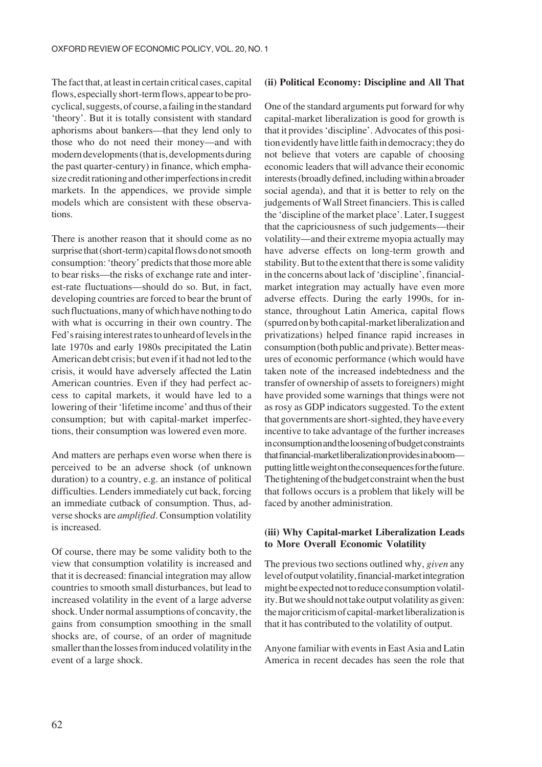The fact that, at least in certain critical cases, capital flows, especially short-term flows, appear to be pro-cyclical, suggests, of course, a failing in the standard 'theory'. But it is totally consistent with standard aphorisms about bankers—that they lend only to those who do not need their money—and with modern developments (that is, developments during the past quarter-century) in finance, which emphasize credit rationing and other imperfections in credit markets. In the appendices, we provide simple models which are consistent with these observations.

There is another reason that it should come as no surprise that (short-term) capital flows do not smooth consumption: 'theory' predicts that those more able to bear risks—the risks of exchange rate and interest-rate fluctuations—should do so. But, in fact, developing countries are forced to bear the brunt of such fluctuations, many of which have nothing to do with what is occurring in their own country. The Fed's raising interest rates to unheard of levels in the late 1970s and early 1980s precipitated the Latin American debt crisis; but even if it had not led to the crisis, it would have adversely affected the Latin American countries. Even if they had perfect access to capital markets, it would have led to a lowering of their 'lifetime income' and thus of their consumption; but with capital-market imperfections, their consumption was lowered even more.

And matters are perhaps even worse when there is perceived to be an adverse shock (of unknown duration) to a country, e.g. an instance of political difficulties. Lenders immediately cut back, forcing an immediate cutback of consumption. Thus, adverse shocks are *amplified*. Consumption volatility is increased.

Of course, there may be some validity both to the view that consumption volatility is increased and that it is decreased: financial integration may allow countries to smooth small disturbances, but lead to increased volatility in the event of a large adverse shock. Under normal assumptions of concavity, the gains from consumption smoothing in the small shocks are, of course, of an order of magnitude smaller than the losses from induced volatility in the event of a large shock.

### (ii) Political Economy: Discipline and All That

One of the standard arguments put forward for why capital-market liberalization is good for growth is that it provides 'discipline'. Advocates of this position evidently have little faith in democracy; they do not believe that voters are capable of choosing economic leaders that will advance their economic interests (broadly defined, including within a broader social agenda), and that it is better to rely on the judgements of Wall Street financiers. This is called the 'discipline of the market place'. Later, I suggest that the capriciousness of such judgements—their volatility—and their extreme myopia actually may have adverse effects on long-term growth and stability. But to the extent that there is some validity in the concerns about lack of 'discipline', financial-market integration may actually have even more adverse effects. During the early 1990s, for instance, throughout Latin America, capital flows (spurred on by both capital-market liberalization and privatizations) helped finance rapid increases in consumption (both public and private). Better measures of economic performance (which would have taken note of the increased indebtedness and the transfer of ownership of assets to foreigners) might have provided some warnings that things were not as rosy as GDP indicators suggested. To the extent that governments are short-sighted, they have every incentive to take advantage of the further increases in consumption and the loosening of budget constraints that financial-market liberalization provides in a boom—putting little weight on the consequences for the future. The tightening of the budget constraint when the bust that follows occurs is a problem that likely will be faced by another administration.

### (iii) Why Capital-market Liberalization Leads to More Overall Economic Volatility

The previous two sections outlined why, *given* any level of output volatility, financial-market integration might be expected not to reduce consumption volatility. But we should not take output volatility as given: the major criticism of capital-market liberalization is that it has contributed to the volatility of output.

Anyone familiar with events in East Asia and Latin America in recent decades has seen the role that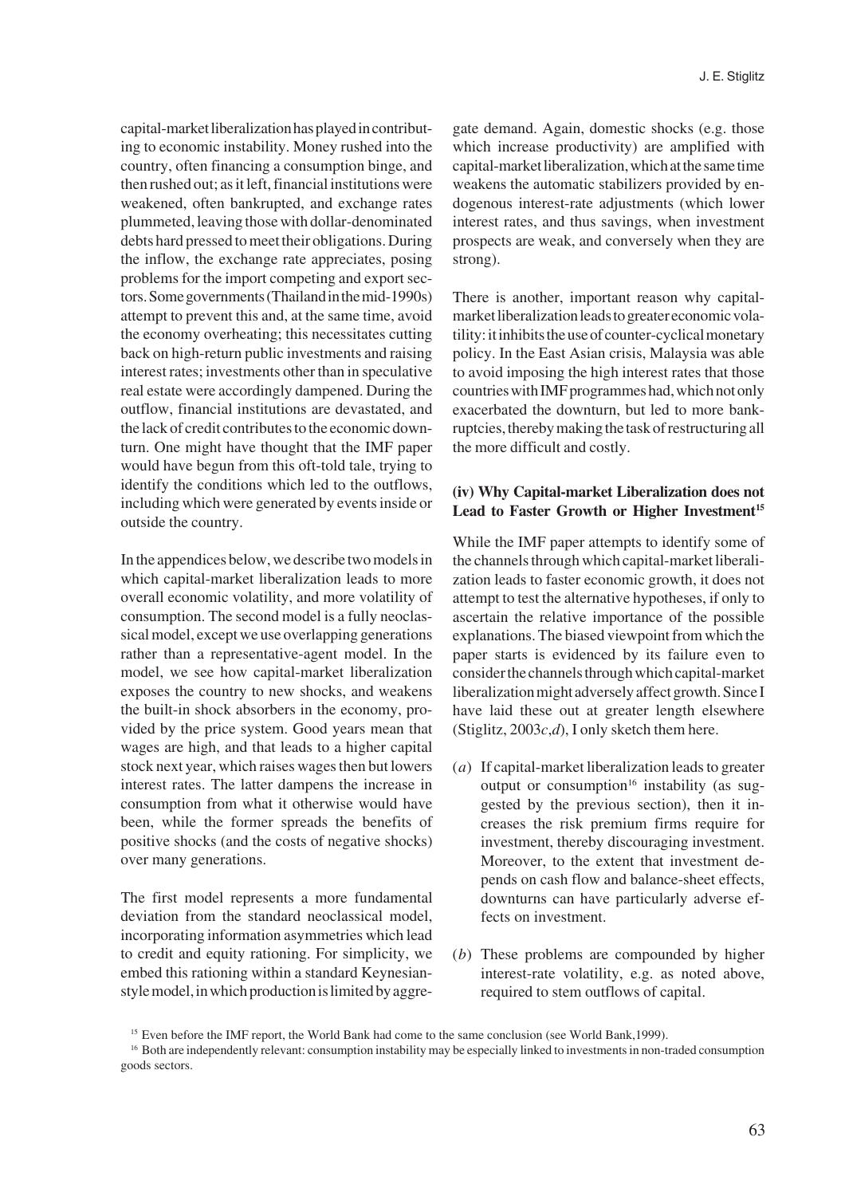capital-market liberalization has played in contributing to economic instability. Money rushed into the country, often financing a consumption binge, and then rushed out; as it left, financial institutions were weakened, often bankrupted, and exchange rates plummeted, leaving those with dollar-denominated debts hard pressed to meet their obligations. During the inflow, the exchange rate appreciates, posing problems for the import competing and export sectors. Some governments (Thailand in the mid-1990s) attempt to prevent this and, at the same time, avoid the economy overheating; this necessitates cutting back on high-return public investments and raising interest rates; investments other than in speculative real estate were accordingly dampened. During the outflow, financial institutions are devastated, and the lack of credit contributes to the economic downturn. One might have thought that the IMF paper would have begun from this oft-told tale, trying to identify the conditions which led to the outflows, including which were generated by events inside or outside the country.

In the appendices below, we describe two models in which capital-market liberalization leads to more overall economic volatility, and more volatility of consumption. The second model is a fully neoclassical model, except we use overlapping generations rather than a representative-agent model. In the model, we see how capital-market liberalization exposes the country to new shocks, and weakens the built-in shock absorbers in the economy, provided by the price system. Good years mean that wages are high, and that leads to a higher capital stock next year, which raises wages then but lowers interest rates. The latter dampens the increase in consumption from what it otherwise would have been, while the former spreads the benefits of positive shocks (and the costs of negative shocks) over many generations.

The first model represents a more fundamental deviation from the standard neoclassical model, incorporating information asymmetries which lead to credit and equity rationing. For simplicity, we embed this rationing within a standard Keynesian-style model, in which production is limited by aggregate demand. Again, domestic shocks (e.g. those which increase productivity) are amplified with capital-market liberalization, which at the same time weakens the automatic stabilizers provided by endogenous interest-rate adjustments (which lower interest rates, and thus savings, when investment prospects are weak, and conversely when they are strong).

There is another, important reason why capital-market liberalization leads to greater economic volatility: it inhibits the use of counter-cyclical monetary policy. In the East Asian crisis, Malaysia was able to avoid imposing the high interest rates that those countries with IMF programmes had, which not only exacerbated the downturn, but led to more bankruptcies, thereby making the task of restructuring all the more difficult and costly.

### (iv) Why Capital-market Liberalization does not Lead to Faster Growth or Higher Investment[15]

While the IMF paper attempts to identify some of the channels through which capital-market liberalization leads to faster economic growth, it does not attempt to test the alternative hypotheses, if only to ascertain the relative importance of the possible explanations. The biased viewpoint from which the paper starts is evidenced by its failure even to consider the channels through which capital-market liberalization might adversely affect growth. Since I have laid these out at greater length elsewhere (Stiglitz, 2003*c*,*d*), I only sketch them here.

(*a*) If capital-market liberalization leads to greater output or consumption[16] instability (as suggested by the previous section), then it increases the risk premium firms require for investment, thereby discouraging investment. Moreover, to the extent that investment depends on cash flow and balance-sheet effects, downturns can have particularly adverse effects on investment.

(*b*) These problems are compounded by higher interest-rate volatility, e.g. as noted above, required to stem outflows of capital.

[15] Even before the IMF report, the World Bank had come to the same conclusion (see World Bank,1999).

[16] Both are independently relevant: consumption instability may be especially linked to investments in non-traded consumption goods sectors.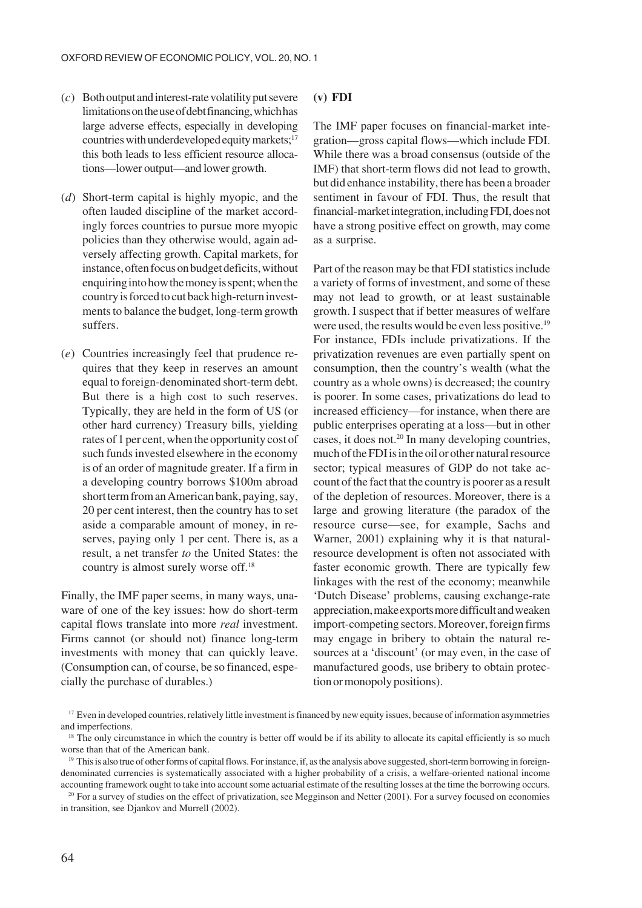(*c*) Both output and interest-rate volatility put severe limitations on the use of debt financing, which has large adverse effects, especially in developing countries with underdeveloped equity markets;[17] this both leads to less efficient resource allocations—lower output—and lower growth.

(*d*) Short-term capital is highly myopic, and the often lauded discipline of the market accordingly forces countries to pursue more myopic policies than they otherwise would, again adversely affecting growth. Capital markets, for instance, often focus on budget deficits, without enquiring into how the money is spent; when the country is forced to cut back high-return investments to balance the budget, long-term growth suffers.

(*e*) Countries increasingly feel that prudence requires that they keep in reserves an amount equal to foreign-denominated short-term debt. But there is a high cost to such reserves. Typically, they are held in the form of US (or other hard currency) Treasury bills, yielding rates of 1 per cent, when the opportunity cost of such funds invested elsewhere in the economy is of an order of magnitude greater. If a firm in a developing country borrows \$100m abroad short term from an American bank, paying, say, 20 per cent interest, then the country has to set aside a comparable amount of money, in reserves, paying only 1 per cent. There is, as a result, a net transfer *to* the United States: the country is almost surely worse off.[18]

Finally, the IMF paper seems, in many ways, unaware of one of the key issues: how do short-term capital flows translate into more *real* investment. Firms cannot (or should not) finance long-term investments with money that can quickly leave. (Consumption can, of course, be so financed, especially the purchase of durables.)

### (v) FDI

The IMF paper focuses on financial-market integration—gross capital flows—which include FDI. While there was a broad consensus (outside of the IMF) that short-term flows did not lead to growth, but did enhance instability, there has been a broader sentiment in favour of FDI. Thus, the result that financial-market integration, including FDI, does not have a strong positive effect on growth, may come as a surprise.

Part of the reason may be that FDI statistics include a variety of forms of investment, and some of these may not lead to growth, or at least sustainable growth. I suspect that if better measures of welfare were used, the results would be even less positive.[19] For instance, FDIs include privatizations. If the privatization revenues are even partially spent on consumption, then the country's wealth (what the country as a whole owns) is decreased; the country is poorer. In some cases, privatizations do lead to increased efficiency—for instance, when there are public enterprises operating at a loss—but in other cases, it does not.[20] In many developing countries, much of the FDI is in the oil or other natural resource sector; typical measures of GDP do not take account of the fact that the country is poorer as a result of the depletion of resources. Moreover, there is a large and growing literature (the paradox of the resource curse—see, for example, Sachs and Warner, 2001) explaining why it is that natural-resource development is often not associated with faster economic growth. There are typically few linkages with the rest of the economy; meanwhile 'Dutch Disease' problems, causing exchange-rate appreciation, make exports more difficult and weaken import-competing sectors. Moreover, foreign firms may engage in bribery to obtain the natural resources at a 'discount' (or may even, in the case of manufactured goods, use bribery to obtain protection or monopoly positions).

[17] Even in developed countries, relatively little investment is financed by new equity issues, because of information asymmetries and imperfections.

[18] The only circumstance in which the country is better off would be if its ability to allocate its capital efficiently is so much worse than that of the American bank.

[19] This is also true of other forms of capital flows. For instance, if, as the analysis above suggested, short-term borrowing in foreign-denominated currencies is systematically associated with a higher probability of a crisis, a welfare-oriented national income accounting framework ought to take into account some actuarial estimate of the resulting losses at the time the borrowing occurs.

[20] For a survey of studies on the effect of privatization, see Megginson and Netter (2001). For a survey focused on economies in transition, see Djankov and Murrell (2002).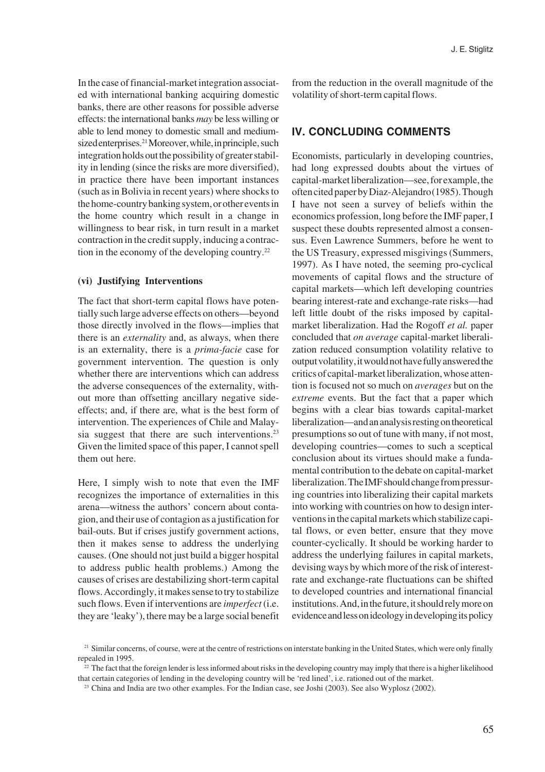In the case of financial-market integration associated with international banking acquiring domestic banks, there are other reasons for possible adverse effects: the international banks *may* be less willing or able to lend money to domestic small and medium-sized enterprises.[21] Moreover, while, in principle, such integration holds out the possibility of greater stability in lending (since the risks are more diversified), in practice there have been important instances (such as in Bolivia in recent years) where shocks to the home-country banking system, or other events in the home country which result in a change in willingness to bear risk, in turn result in a market contraction in the credit supply, inducing a contraction in the economy of the developing country.[22]

### (vi) Justifying Interventions

The fact that short-term capital flows have potentially such large adverse effects on others—beyond those directly involved in the flows—implies that there is an *externality* and, as always, when there is an externality, there is a *prima-facie* case for government intervention. The question is only whether there are interventions which can address the adverse consequences of the externality, without more than offsetting ancillary negative side-effects; and, if there are, what is the best form of intervention. The experiences of Chile and Malaysia suggest that there are such interventions.[23] Given the limited space of this paper, I cannot spell them out here.

Here, I simply wish to note that even the IMF recognizes the importance of externalities in this arena—witness the authors' concern about contagion, and their use of contagion as a justification for bail-outs. But if crises justify government actions, then it makes sense to address the underlying causes. (One should not just build a bigger hospital to address public health problems.) Among the causes of crises are destabilizing short-term capital flows. Accordingly, it makes sense to try to stabilize such flows. Even if interventions are *imperfect* (i.e. they are 'leaky'), there may be a large social benefit from the reduction in the overall magnitude of the volatility of short-term capital flows.

## IV. CONCLUDING COMMENTS

Economists, particularly in developing countries, had long expressed doubts about the virtues of capital-market liberalization—see, for example, the often cited paper by Diaz-Alejandro (1985). Though I have not seen a survey of beliefs within the economics profession, long before the IMF paper, I suspect these doubts represented almost a consensus. Even Lawrence Summers, before he went to the US Treasury, expressed misgivings (Summers, 1997). As I have noted, the seeming pro-cyclical movements of capital flows and the structure of capital markets—which left developing countries bearing interest-rate and exchange-rate risks—had left little doubt of the risks imposed by capital-market liberalization. Had the Rogoff *et al.* paper concluded that *on average* capital-market liberalization reduced consumption volatility relative to output volatility, it would not have fully answered the critics of capital-market liberalization, whose attention is focused not so much on *averages* but on the *extreme* events. But the fact that a paper which begins with a clear bias towards capital-market liberalization—and an analysis resting on theoretical presumptions so out of tune with many, if not most, developing countries—comes to such a sceptical conclusion about its virtues should make a fundamental contribution to the debate on capital-market liberalization. The IMF should change from pressuring countries into liberalizing their capital markets into working with countries on how to design interventions in the capital markets which stabilize capital flows, or even better, ensure that they move counter-cyclically. It should be working harder to address the underlying failures in capital markets, devising ways by which more of the risk of interest-rate and exchange-rate fluctuations can be shifted to developed countries and international financial institutions. And, in the future, it should rely more on evidence and less on ideology in developing its policy

[21] Similar concerns, of course, were at the centre of restrictions on interstate banking in the United States, which were only finally repealed in 1995.

[22] The fact that the foreign lender is less informed about risks in the developing country may imply that there is a higher likelihood that certain categories of lending in the developing country will be 'red lined', i.e. rationed out of the market.

[23] China and India are two other examples. For the Indian case, see Joshi (2003). See also Wyplosz (2002).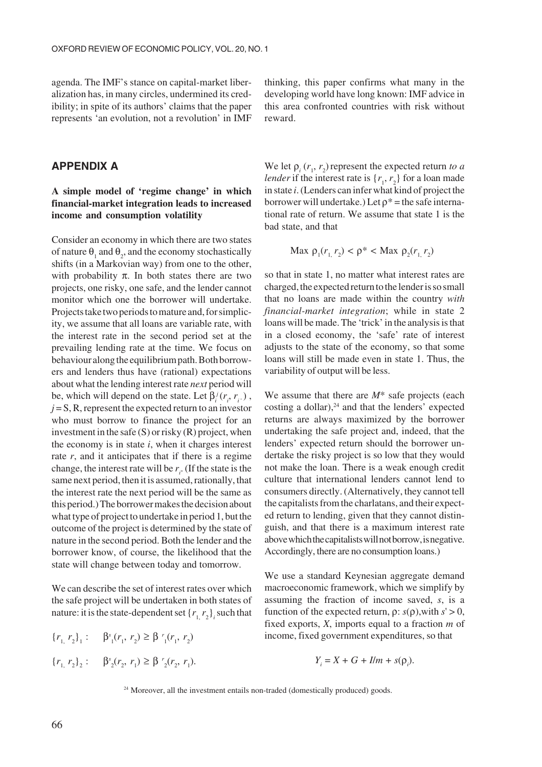agenda. The IMF's stance on capital-market liberalization has, in many circles, undermined its credibility; in spite of its authors' claims that the paper represents 'an evolution, not a revolution' in IMF thinking, this paper confirms what many in the developing world have long known: IMF advice in this area confronted countries with risk without reward.

## APPENDIX A

### A simple model of 'regime change' in which financial-market integration leads to increased income and consumption volatility

Consider an economy in which there are two states of nature $\theta_1$ and $\theta_2$, and the economy stochastically shifts (in a Markovian way) from one to the other, with probability $\pi$. In both states there are two projects, one risky, one safe, and the lender cannot monitor which one the borrower will undertake. Projects take two periods to mature and, for simplicity, we assume that all loans are variable rate, with the interest rate in the second period set at the prevailing lending rate at the time. We focus on behaviour along the equilibrium path. Both borrowers and lenders thus have (rational) expectations about what the lending interest rate *next* period will be, which will depend on the state. Let $\beta_i^j(r_i, r_{i'})$, $j = \mathrm{S}, \mathrm{R}$, represent the expected return to an investor who must borrow to finance the project for an investment in the safe (S) or risky (R) project, when the economy is in state $i$, when it charges interest rate $r$, and it anticipates that if there is a regime change, the interest rate will be $r_{i'}$. (If the state is the same next period, then it is assumed, rationally, that the interest rate the next period will be the same as this period.) The borrower makes the decision about what type of project to undertake in period 1, but the outcome of the project is determined by the state of nature in the second period. Both the lender and the borrower know, of course, the likelihood that the state will change between today and tomorrow.

We can describe the set of interest rates over which the safe project will be undertaken in both states of nature: it is the state-dependent set $\{r_1, r_2\}_i$ such that

$$\{r_1, r_2\}_1 : \quad \beta^s_1(r_1, r_2) \geq \beta^r_1(r_1, r_2)$$

$$\{r_1, r_2\}_2 : \quad \beta^s_2(r_2, r_1) \geq \beta^r_2(r_2, r_1).$$

We let $\rho_i(r_1, r_2)$ represent the expected return *to a lender* if the interest rate is $\{r_1, r_2\}$ for a loan made in state $i$. (Lenders can infer what kind of project the borrower will undertake.) Let $\rho^*$ = the safe international rate of return. We assume that state 1 is the bad state, and that

$$\text{Max } \rho_1(r_1, r_2) < \rho^* < \text{Max } \rho_2(r_1, r_2)$$

so that in state 1, no matter what interest rates are charged, the expected return to the lender is so small that no loans are made within the country *with financial-market integration*; while in state 2 loans will be made. The 'trick' in the analysis is that in a closed economy, the 'safe' rate of interest adjusts to the state of the economy, so that some loans will still be made even in state 1. Thus, the variability of output will be less.

We assume that there are $M^*$ safe projects (each costing a dollar),[24] and that the lenders' expected returns are always maximized by the borrower undertaking the safe project and, indeed, that the lenders' expected return should the borrower undertake the risky project is so low that they would not make the loan. There is a weak enough credit culture that international lenders cannot lend to consumers directly. (Alternatively, they cannot tell the capitalists from the charlatans, and their expected return to lending, given that they cannot distinguish, and that there is a maximum interest rate above which the capitalists will not borrow, is negative. Accordingly, there are no consumption loans.)

We use a standard Keynesian aggregate demand macroeconomic framework, which we simplify by assuming the fraction of income saved, $s$, is a function of the expected return, $\rho$: $s(\rho)$, with $s' > 0$, fixed exports, $X$, imports equal to a fraction $m$ of income, fixed government expenditures, so that

$$Y_i = X + G + I/m + s(\rho_i).$$

[24] Moreover, all the investment entails non-traded (domestically produced) goods.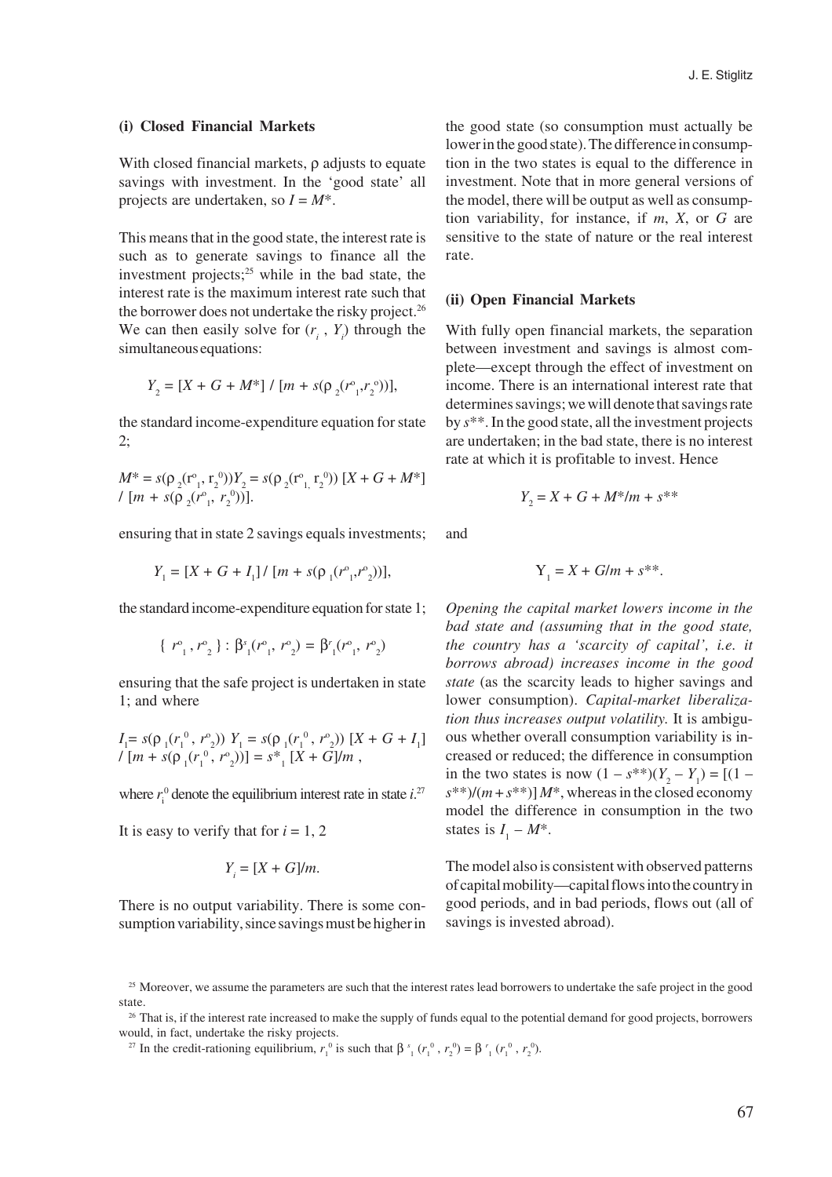### (i) Closed Financial Markets

With closed financial markets, $\rho$ adjusts to equate savings with investment. In the 'good state' all projects are undertaken, so $I = M^*$.

This means that in the good state, the interest rate is such as to generate savings to finance all the investment projects;[25] while in the bad state, the interest rate is the maximum interest rate such that the borrower does not undertake the risky project.[26] We can then easily solve for $(r_i, Y_i)$ through the simultaneous equations:

$$Y_2 = [X + G + M^*] / [m + s(\rho_2(r^o_1, r_2^o))],$$

the standard income-expenditure equation for state 2;

$$M^* = s(\rho_2(r^o_1, r_2^0))Y_2 = s(\rho_2(r^o_1, r_2^0)) [X + G + M^*] / [m + s(\rho_2(r^o_1, r_2^0))].$$

ensuring that in state 2 savings equals investments;

$$Y_1 = [X + G + I_1] / [m + s(\rho_1(r^o_1, r^o_2))],$$

the standard income-expenditure equation for state 1;

$$\{ r^o_1, r^o_2 \} : \beta^s_1(r^o_1, r^o_2) = \beta^r_1(r^o_1, r^o_2)$$

ensuring that the safe project is undertaken in state 1; and where

$$I_1 = s(\rho_1(r_1^0, r^o_2))\, Y_1 = s(\rho_1(r_1^0, r^o_2)) [X + G + I_1] / [m + s(\rho_1(r_1^0, r^o_2))] = s^*_1 [X + G]/m,$$

where $r_i^0$ denote the equilibrium interest rate in state $i$.[27]

It is easy to verify that for $i = 1, 2$

$$Y_i = [X + G]/m.$$

There is no output variability. There is some consumption variability, since savings must be higher in the good state (so consumption must actually be lower in the good state). The difference in consumption in the two states is equal to the difference in investment. Note that in more general versions of the model, there will be output as well as consumption variability, for instance, if $m$, $X$, or $G$ are sensitive to the state of nature or the real interest rate.

### (ii) Open Financial Markets

With fully open financial markets, the separation between investment and savings is almost complete—except through the effect of investment on income. There is an international interest rate that determines savings; we will denote that savings rate by $s^{**}$. In the good state, all the investment projects are undertaken; in the bad state, there is no interest rate at which it is profitable to invest. Hence

$$Y_2 = X + G + M^*/m + s^{**}$$

and

$$Y_1 = X + G/m + s^{**}.$$

*Opening the capital market lowers income in the bad state and (assuming that in the good state, the country has a 'scarcity of capital', i.e. it borrows abroad) increases income in the good state* (as the scarcity leads to higher savings and lower consumption). *Capital-market liberalization thus increases output volatility.* It is ambiguous whether overall consumption variability is increased or reduced; the difference in consumption in the two states is now $(1 - s^{**})(Y_2 - Y_1) = [(1 - s^{**})/(m + s^{**})]\, M^*$, whereas in the closed economy model the difference in consumption in the two states is $I_1 - M^*$.

The model also is consistent with observed patterns of capital mobility—capital flows into the country in good periods, and in bad periods, flows out (all of savings is invested abroad).

[25] Moreover, we assume the parameters are such that the interest rates lead borrowers to undertake the safe project in the good state.

[26] That is, if the interest rate increased to make the supply of funds equal to the potential demand for good projects, borrowers would, in fact, undertake the risky projects.

[27] In the credit-rationing equilibrium, $r_1^0$ is such that $\beta^s_1(r_1^0, r_2^0) = \beta^r_1(r_1^0, r_2^0)$.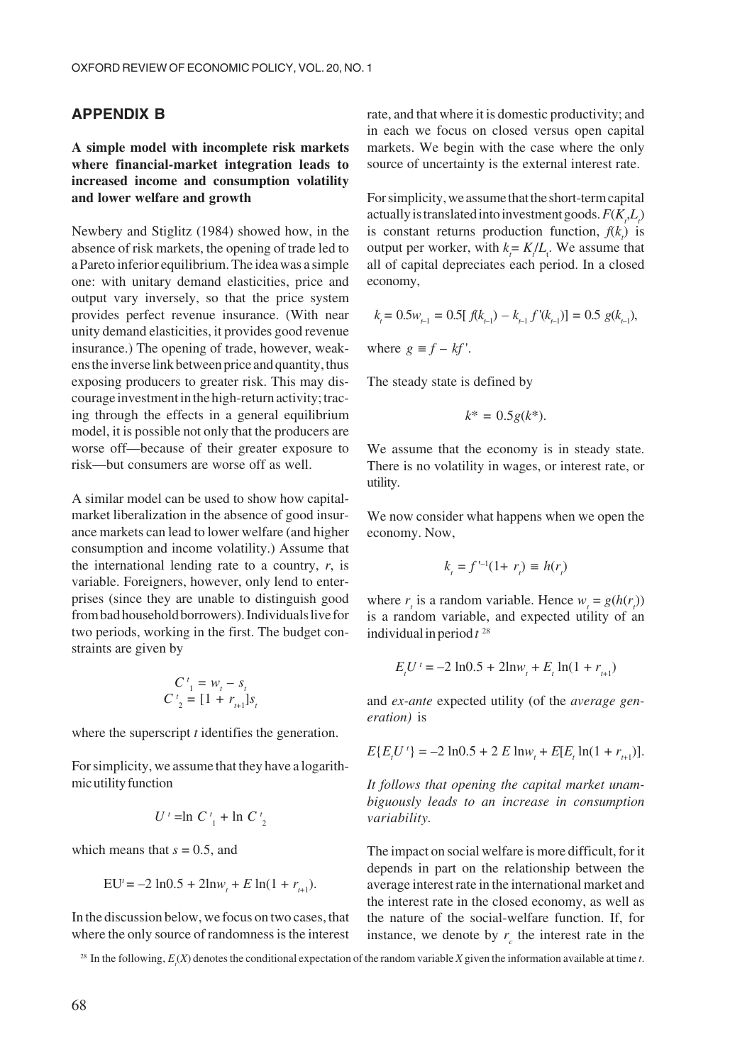## APPENDIX B

**A simple model with incomplete risk markets where financial-market integration leads to increased income and consumption volatility and lower welfare and growth**

Newbery and Stiglitz (1984) showed how, in the absence of risk markets, the opening of trade led to a Pareto inferior equilibrium. The idea was a simple one: with unitary demand elasticities, price and output vary inversely, so that the price system provides perfect revenue insurance. (With near unity demand elasticities, it provides good revenue insurance.) The opening of trade, however, weakens the inverse link between price and quantity, thus exposing producers to greater risk. This may discourage investment in the high-return activity; tracing through the effects in a general equilibrium model, it is possible not only that the producers are worse off—because of their greater exposure to risk—but consumers are worse off as well.

A similar model can be used to show how capital-market liberalization in the absence of good insurance markets can lead to lower welfare (and higher consumption and income volatility.) Assume that the international lending rate to a country, $r$, is variable. Foreigners, however, only lend to enterprises (since they are unable to distinguish good from bad household borrowers). Individuals live for two periods, working in the first. The budget constraints are given by

$$C^t_1 = w_t - s_t$$
$$C^t_2 = [1 + r_{t+1}]s_t$$

where the superscript $t$ identifies the generation.

For simplicity, we assume that they have a logarithmic utility function

$$U^t = \ln C^t_1 + \ln C^t_2$$

which means that $s = 0.5$, and

$$EU^t = -2 \ln 0.5 + 2 \ln w_t + E \ln(1 + r_{t+1}).$$

In the discussion below, we focus on two cases, that where the only source of randomness is the interest rate, and that where it is domestic productivity; and in each we focus on closed versus open capital markets. We begin with the case where the only source of uncertainty is the external interest rate.

For simplicity, we assume that the short-term capital actually is translated into investment goods. $F(K_t,L_t)$ is constant returns production function, $f(k_t)$ is output per worker, with $k_t = K_t/L_t$. We assume that all of capital depreciates each period. In a closed economy,

$$k_t = 0.5w_{t-1} = 0.5[f(k_{t-1}) - k_{t-1} f'(k_{t-1})] = 0.5\, g(k_{t-1}),$$

where $g \equiv f - kf'$.

The steady state is defined by

$$k^* = 0.5g(k^*).$$

We assume that the economy is in steady state. There is no volatility in wages, or interest rate, or utility.

We now consider what happens when we open the economy. Now,

$$k_t = f'^{-1}(1 + r_t) \equiv h(r_t)$$

where $r_t$ is a random variable. Hence $w_t = g(h(r_t))$ is a random variable, and expected utility of an individual in period $t$ [28]

$$E_t U^t = -2 \ln 0.5 + 2 \ln w_t + E_t \ln(1 + r_{t+1})$$

and *ex-ante* expected utility (of the *average generation)* is

$$E\{E_t U^t\} = -2 \ln 0.5 + 2\, E \ln w_t + E[E_t \ln(1 + r_{t+1})].$$

*It follows that opening the capital market unambiguously leads to an increase in consumption variability.*

The impact on social welfare is more difficult, for it depends in part on the relationship between the average interest rate in the international market and the interest rate in the closed economy, as well as the nature of the social-welfare function. If, for instance, we denote by $r_c$ the interest rate in the

[28] In the following, $E_t(X)$ denotes the conditional expectation of the random variable $X$ given the information available at time $t$.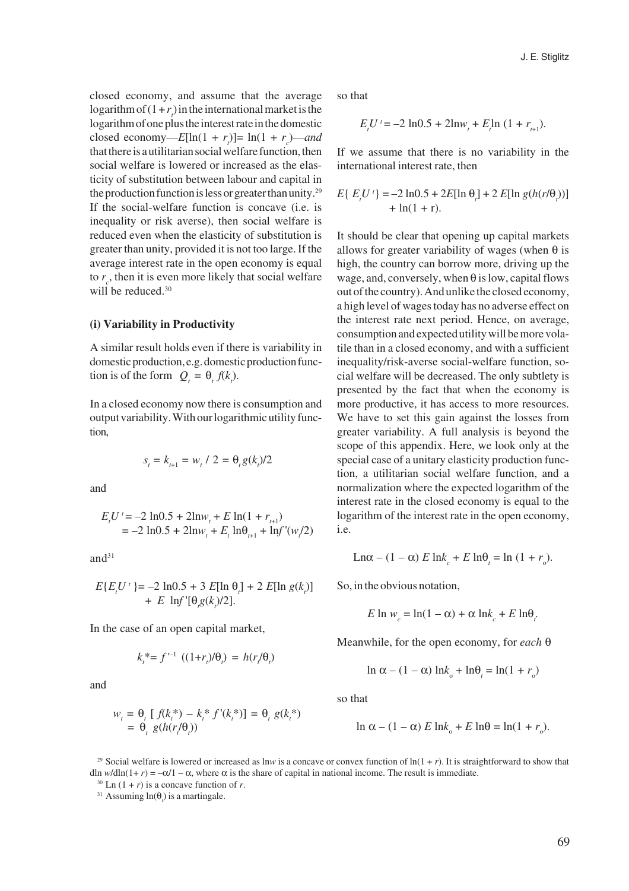closed economy, and assume that the average logarithm of $(1+r_t)$ in the international market is the logarithm of one plus the interest rate in the domestic closed economy—$E[\ln(1+r_t)] = \ln(1+r_c)$—*and* that there is a utilitarian social welfare function, then social welfare is lowered or increased as the elasticity of substitution between labour and capital in the production function is less or greater than unity.[29] If the social-welfare function is concave (i.e. is inequality or risk averse), then social welfare is reduced even when the elasticity of substitution is greater than unity, provided it is not too large. If the average interest rate in the open economy is equal to $r_c$, then it is even more likely that social welfare will be reduced.[30]

### (i) Variability in Productivity

A similar result holds even if there is variability in domestic production, e.g. domestic production function is of the form $Q_t = \theta_t f(k_t)$.

In a closed economy now there is consumption and output variability. With our logarithmic utility function,

$$s_t = k_{t+1} = w_t / 2 = \theta_t g(k_t)/2$$

and

$$\begin{aligned} E_t U^t &= -2\ln 0.5 + 2\ln w_t + E\ln(1+r_{t+1}) \\ &= -2\ln 0.5 + 2\ln w_t + E_t \ln\theta_{t+1} + \ln f'(w_t/2) \end{aligned}$$

and[31]

$$\begin{aligned} E\{E_t U^t\} = &-2\ln 0.5 + 3E[\ln\theta_t] + 2E[\ln g(k_t)] \\ &+ E\ln f'[\theta_t g(k_t)/2]. \end{aligned}$$

In the case of an open capital market,

$$k_t^* = f'^{-1}((1+r_t)/\theta_t) = h(r_t/\theta_t)$$

and

$$\begin{aligned} w_t &= \theta_t [f(k_t^*) - k_t^* f'(k_t^*)] = \theta_t g(k_t^*) \\ &= \theta_t g(h(r_t/\theta_t)) \end{aligned}$$

so that

$$E_t U^t = -2\ln 0.5 + 2\ln w_t + E_t \ln(1+r_{t+1}).$$

If we assume that there is no variability in the international interest rate, then

$$\begin{aligned} E\{E_t U^t\} = &-2\ln 0.5 + 2E[\ln\theta_t] + 2E[\ln g(h(r/\theta_t))] \\ &+ \ln(1+r). \end{aligned}$$

It should be clear that opening up capital markets allows for greater variability of wages (when $\theta$ is high, the country can borrow more, driving up the wage, and, conversely, when $\theta$ is low, capital flows out of the country). And unlike the closed economy, a high level of wages today has no adverse effect on the interest rate next period. Hence, on average, consumption and expected utility will be more volatile than in a closed economy, and with a sufficient inequality/risk-averse social-welfare function, social welfare will be decreased. The only subtlety is presented by the fact that when the economy is more productive, it has access to more resources. We have to set this gain against the losses from greater variability. A full analysis is beyond the scope of this appendix. Here, we look only at the special case of a unitary elasticity production function, a utilitarian social welfare function, and a normalization where the expected logarithm of the interest rate in the closed economy is equal to the logarithm of the interest rate in the open economy, i.e.

$$\text{Ln}\alpha - (1-\alpha) E\ln k_c + E\ln\theta_t = \ln(1+r_o).$$

So, in the obvious notation,

$$E\ln w_c = \ln(1-\alpha) + \alpha\ln k_c + E\ln\theta_t.$$

Meanwhile, for the open economy, for *each* $\theta$

$$\ln\alpha - (1-\alpha)\ln k_o + \ln\theta_t = \ln(1+r_o)$$

so that

$$\ln\alpha - (1-\alpha) E\ln k_o + E\ln\theta = \ln(1+r_o).$$

[29] Social welfare is lowered or increased as $\ln w$ is a concave or convex function of $\ln(1+r)$. It is straightforward to show that $d\ln w/d\ln(1+r) = -\alpha/1-\alpha$, where $\alpha$ is the share of capital in national income. The result is immediate.

[30] $\text{Ln}(1+r)$ is a concave function of $r$.

[31] Assuming $\ln(\theta_t)$ is a martingale.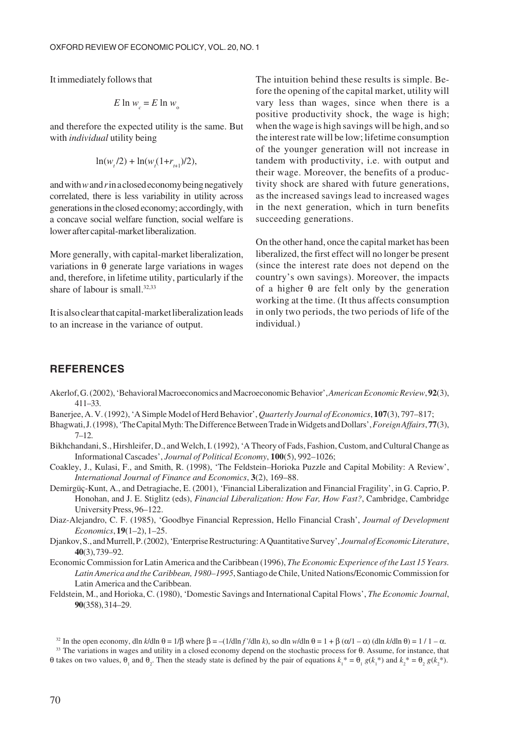It immediately follows that

$$E \ln w_c = E \ln w_o$$

and therefore the expected utility is the same. But with *individual* utility being

$$\ln(w_t/2) + \ln(w_t(1+r_{t+1})/2),$$

and with $w$ and $r$ in a closed economy being negatively correlated, there is less variability in utility across generations in the closed economy; accordingly, with a concave social welfare function, social welfare is lower after capital-market liberalization.

More generally, with capital-market liberalization, variations in $\theta$ generate large variations in wages and, therefore, in lifetime utility, particularly if the share of labour is small.[32,33]

It is also clear that capital-market liberalization leads to an increase in the variance of output.

The intuition behind these results is simple. Before the opening of the capital market, utility will vary less than wages, since when there is a positive productivity shock, the wage is high; when the wage is high savings will be high, and so the interest rate will be low; lifetime consumption of the younger generation will not increase in tandem with productivity, i.e. with output and their wage. Moreover, the benefits of a productivity shock are shared with future generations, as the increased savings lead to increased wages in the next generation, which in turn benefits succeeding generations.

On the other hand, once the capital market has been liberalized, the first effect will no longer be present (since the interest rate does not depend on the country's own savings). Moreover, the impacts of a higher $\theta$ are felt only by the generation working at the time. (It thus affects consumption in only two periods, the two periods of life of the individual.)

## REFERENCES

Akerlof, G. (2002), 'Behavioral Macroeconomics and Macroeconomic Behavior', *American Economic Review*, **92**(3), 411–33.

Banerjee, A. V. (1992), 'A Simple Model of Herd Behavior', *Quarterly Journal of Economics*, **107**(3), 797–817;

Bhagwati, J. (1998), 'The Capital Myth: The Difference Between Trade in Widgets and Dollars', *Foreign Affairs*, **77**(3), 7–12.

Bikhchandani, S., Hirshleifer, D., and Welch, I. (1992), 'A Theory of Fads, Fashion, Custom, and Cultural Change as Informational Cascades', *Journal of Political Economy*, **100**(5), 992–1026;

Coakley, J., Kulasi, F., and Smith, R. (1998), 'The Feldstein–Horioka Puzzle and Capital Mobility: A Review', *International Journal of Finance and Economics*, **3**(2), 169–88.

Demirgüç-Kunt, A., and Detragiache, E. (2001), 'Financial Liberalization and Financial Fragility', in G. Caprio, P. Honohan, and J. E. Stiglitz (eds), *Financial Liberalization: How Far, How Fast?*, Cambridge, Cambridge University Press, 96–122.

Diaz-Alejandro, C. F. (1985), 'Goodbye Financial Repression, Hello Financial Crash', *Journal of Development Economics*, **19**(1–2), 1–25.

Djankov, S., and Murrell, P. (2002), 'Enterprise Restructuring: A Quantitative Survey', *Journal of Economic Literature*, **40**(3), 739–92.

Economic Commission for Latin America and the Caribbean (1996), *The Economic Experience of the Last 15 Years. Latin America and the Caribbean, 1980–1995*, Santiago de Chile, United Nations/Economic Commission for Latin America and the Caribbean.

Feldstein, M., and Horioka, C. (1980), 'Domestic Savings and International Capital Flows', *The Economic Journal*, **90**(358), 314–29.

---

[32] In the open economy, $d\ln k/d\ln \theta = 1/\beta$ where $\beta = -(1/d\ln f'/d\ln k)$, so $d\ln w/d\ln \theta = 1 + \beta\,(\alpha/1-\alpha)\,(d\ln k/d\ln \theta) = 1/1-\alpha$.

[33] The variations in wages and utility in a closed economy depend on the stochastic process for $\theta$. Assume, for instance, that $\theta$ takes on two values, $\theta_1$ and $\theta_2$. Then the steady state is defined by the pair of equations $k_1^* = \theta_1\, g(k_1^*)$ and $k_2^* = \theta_2\, g(k_2^*)$.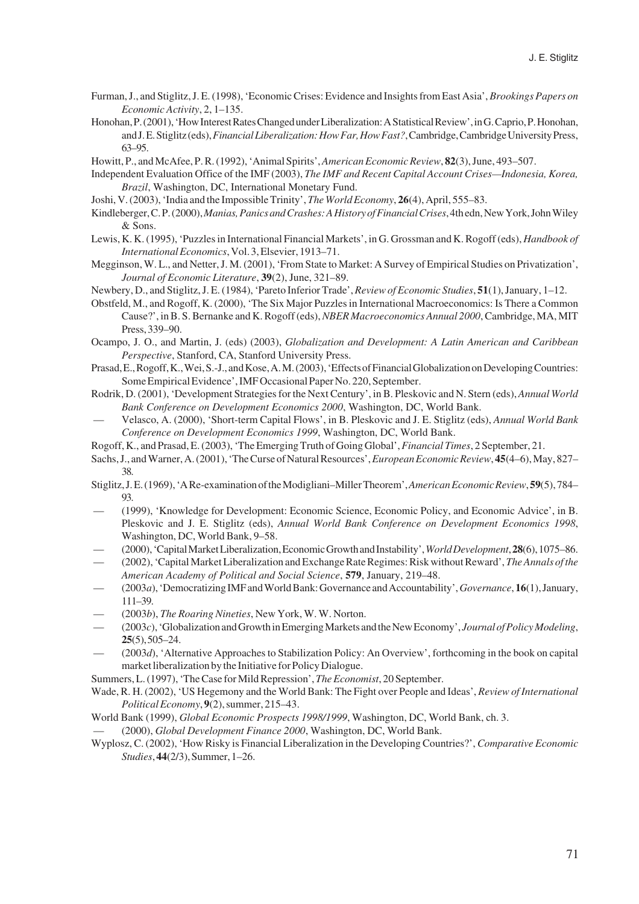Furman, J., and Stiglitz, J. E. (1998), 'Economic Crises: Evidence and Insights from East Asia', *Brookings Papers on Economic Activity*, 2, 1–135.

Honohan, P. (2001), 'How Interest Rates Changed under Liberalization: A Statistical Review', in G. Caprio, P. Honohan, and J. E. Stiglitz (eds), *Financial Liberalization: How Far, How Fast?*, Cambridge, Cambridge University Press, 63–95.

Howitt, P., and McAfee, P. R. (1992), 'Animal Spirits', *American Economic Review*, **82**(3), June, 493–507.

Independent Evaluation Office of the IMF (2003), *The IMF and Recent Capital Account Crises—Indonesia, Korea, Brazil*, Washington, DC, International Monetary Fund.

Joshi, V. (2003), 'India and the Impossible Trinity', *The World Economy*, **26**(4), April, 555–83.

Kindleberger, C. P. (2000), *Manias, Panics and Crashes: A History of Financial Crises*, 4th edn, New York, John Wiley & Sons.

Lewis, K. K. (1995), 'Puzzles in International Financial Markets', in G. Grossman and K. Rogoff (eds), *Handbook of International Economics*, Vol. 3, Elsevier, 1913–71.

Megginson, W. L., and Netter, J. M. (2001), 'From State to Market: A Survey of Empirical Studies on Privatization', *Journal of Economic Literature*, **39**(2), June, 321–89.

Newbery, D., and Stiglitz, J. E. (1984), 'Pareto Inferior Trade', *Review of Economic Studies*, **51**(1), January, 1–12.

Obstfeld, M., and Rogoff, K. (2000), 'The Six Major Puzzles in International Macroeconomics: Is There a Common Cause?', in B. S. Bernanke and K. Rogoff (eds), *NBER Macroeconomics Annual 2000*, Cambridge, MA, MIT Press, 339–90.

Ocampo, J. O., and Martin, J. (eds) (2003), *Globalization and Development: A Latin American and Caribbean Perspective*, Stanford, CA, Stanford University Press.

Prasad, E., Rogoff, K., Wei, S.-J., and Kose, A. M. (2003), 'Effects of Financial Globalization on Developing Countries: Some Empirical Evidence', IMF Occasional Paper No. 220, September.

Rodrik, D. (2001), 'Development Strategies for the Next Century', in B. Pleskovic and N. Stern (eds), *Annual World Bank Conference on Development Economics 2000*, Washington, DC, World Bank.

— Velasco, A. (2000), 'Short-term Capital Flows', in B. Pleskovic and J. E. Stiglitz (eds), *Annual World Bank Conference on Development Economics 1999*, Washington, DC, World Bank.

Rogoff, K., and Prasad, E. (2003), 'The Emerging Truth of Going Global', *Financial Times*, 2 September, 21.

Sachs, J., and Warner, A. (2001), 'The Curse of Natural Resources', *European Economic Review*, **45**(4–6), May, 827–38.

Stiglitz, J. E. (1969), 'A Re-examination of the Modigliani–Miller Theorem', *American Economic Review*, **59**(5), 784–93.

— (1999), 'Knowledge for Development: Economic Science, Economic Policy, and Economic Advice', in B. Pleskovic and J. E. Stiglitz (eds), *Annual World Bank Conference on Development Economics 1998*, Washington, DC, World Bank, 9–58.

— (2000), 'Capital Market Liberalization, Economic Growth and Instability', *World Development*, **28**(6), 1075–86.

— (2002), 'Capital Market Liberalization and Exchange Rate Regimes: Risk without Reward', *The Annals of the American Academy of Political and Social Science*, **579**, January, 219–48.

— (2003*a*), 'Democratizing IMF and World Bank: Governance and Accountability', *Governance*, **16**(1), January, 111–39.

— (2003*b*), *The Roaring Nineties*, New York, W. W. Norton.

— (2003*c*), 'Globalization and Growth in Emerging Markets and the New Economy', *Journal of Policy Modeling*, **25**(5), 505–24.

— (2003*d*), 'Alternative Approaches to Stabilization Policy: An Overview', forthcoming in the book on capital market liberalization by the Initiative for Policy Dialogue.

Summers, L. (1997), 'The Case for Mild Repression', *The Economist*, 20 September.

Wade, R. H. (2002), 'US Hegemony and the World Bank: The Fight over People and Ideas', *Review of International Political Economy*, **9**(2), summer, 215–43.

World Bank (1999), *Global Economic Prospects 1998/1999*, Washington, DC, World Bank, ch. 3.

— (2000), *Global Development Finance 2000*, Washington, DC, World Bank.

Wyplosz, C. (2002), 'How Risky is Financial Liberalization in the Developing Countries?', *Comparative Economic Studies*, **44**(2/3), Summer, 1–26.